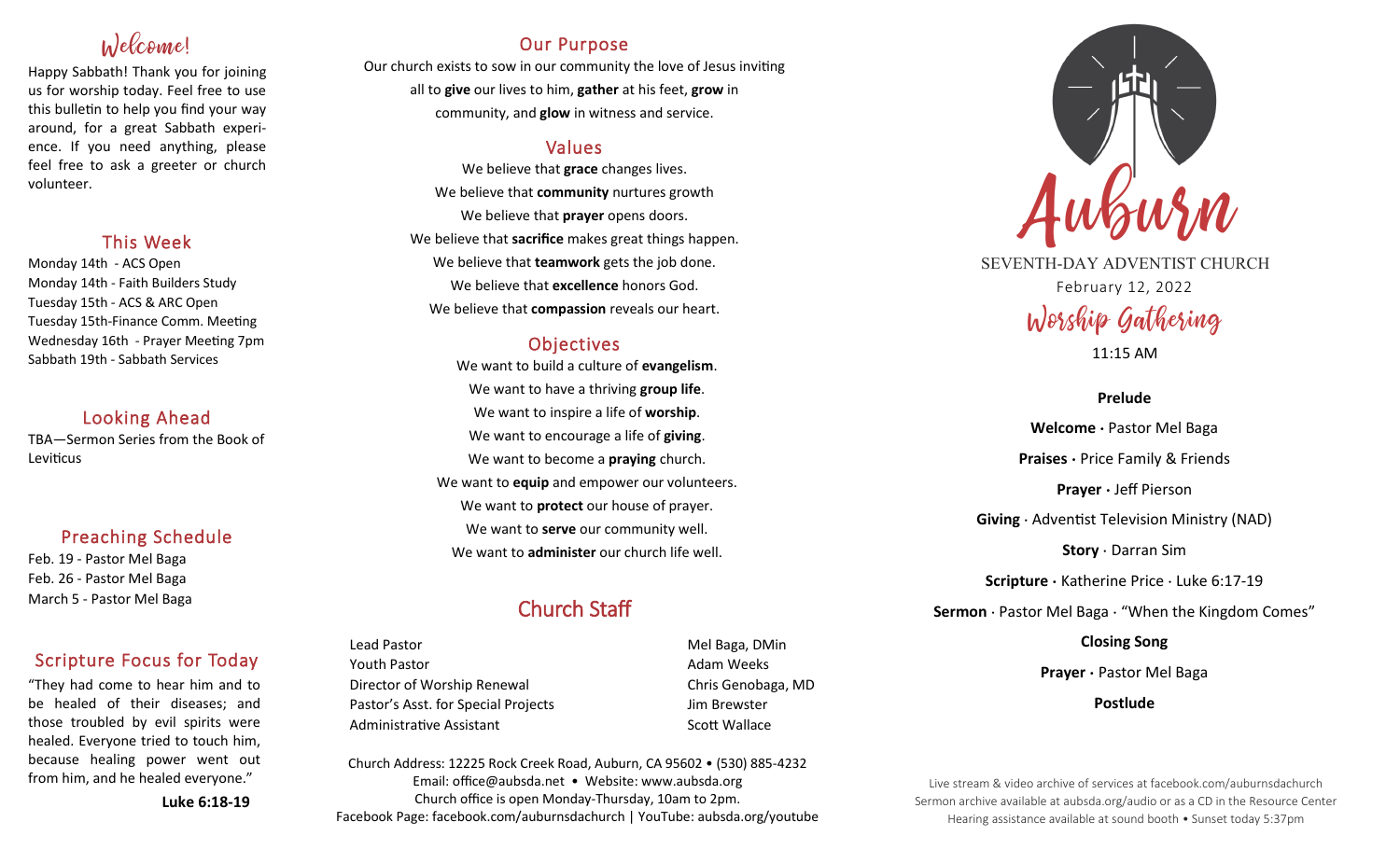## Welcome!

Happy Sabbath! Thank you for joining us for worship today. Feel free to use this bulletin to help you find your way around, for a great Sabbath experience. If you need anything, please feel free to ask a greeter or church volunteer.

## This Week

Monday 14th - ACS Open
Monday 14th - Faith Builders Study
Tuesday 15th - ACS & ARC Open
Tuesday 15th-Finance Comm. Meeting
Wednesday 16th - Prayer Meeting 7pm
Sabbath 19th - Sabbath Services

## Looking Ahead

TBA—Sermon Series from the Book of Leviticus

## Preaching Schedule

Feb. 19 - Pastor Mel Baga
Feb. 26 - Pastor Mel Baga
March 5 - Pastor Mel Baga

## Scripture Focus for Today

"They had come to hear him and to be healed of their diseases; and those troubled by evil spirits were healed. Everyone tried to touch him, because healing power went out from him, and he healed everyone."

**Luke 6:18-19**

## Our Purpose

Our church exists to sow in our community the love of Jesus inviting all to **give** our lives to him, **gather** at his feet, **grow** in community, and **glow** in witness and service.

## Values

We believe that **grace** changes lives.
We believe that **community** nurtures growth
We believe that **prayer** opens doors.
We believe that **sacrifice** makes great things happen.
We believe that **teamwork** gets the job done.
We believe that **excellence** honors God.
We believe that **compassion** reveals our heart.

## Objectives

We want to build a culture of **evangelism**.
We want to have a thriving **group life**.
We want to inspire a life of **worship**.
We want to encourage a life of **giving**.
We want to become a **praying** church.
We want to **equip** and empower our volunteers.
We want to **protect** our house of prayer.
We want to **serve** our community well.
We want to **administer** our church life well.

## Church Staff

| | |
|---|---|
| Lead Pastor | Mel Baga, DMin |
| Youth Pastor | Adam Weeks |
| Director of Worship Renewal | Chris Genobaga, MD |
| Pastor's Asst. for Special Projects | Jim Brewster |
| Administrative Assistant | Scott Wallace |

Church Address: 12225 Rock Creek Road, Auburn, CA 95602 • (530) 885-4232
Email: office@aubsda.net • Website: www.aubsda.org
Church office is open Monday-Thursday, 10am to 2pm.
Facebook Page: facebook.com/auburnsdachurch | YouTube: aubsda.org/youtube

# Auburn

SEVENTH-DAY ADVENTIST CHURCH
February 12, 2022

## Worship Gathering

11:15 AM

**Prelude**

**Welcome ·** Pastor Mel Baga

**Praises ·** Price Family & Friends

**Prayer ·** Jeff Pierson

**Giving** · Adventist Television Ministry (NAD)

**Story** · Darran Sim

**Scripture ·** Katherine Price · Luke 6:17-19

**Sermon** · Pastor Mel Baga · "When the Kingdom Comes"

**Closing Song**

**Prayer ·** Pastor Mel Baga

**Postlude**

Live stream & video archive of services at facebook.com/auburnsdachurch
Sermon archive available at aubsda.org/audio or as a CD in the Resource Center
Hearing assistance available at sound booth • Sunset today 5:37pm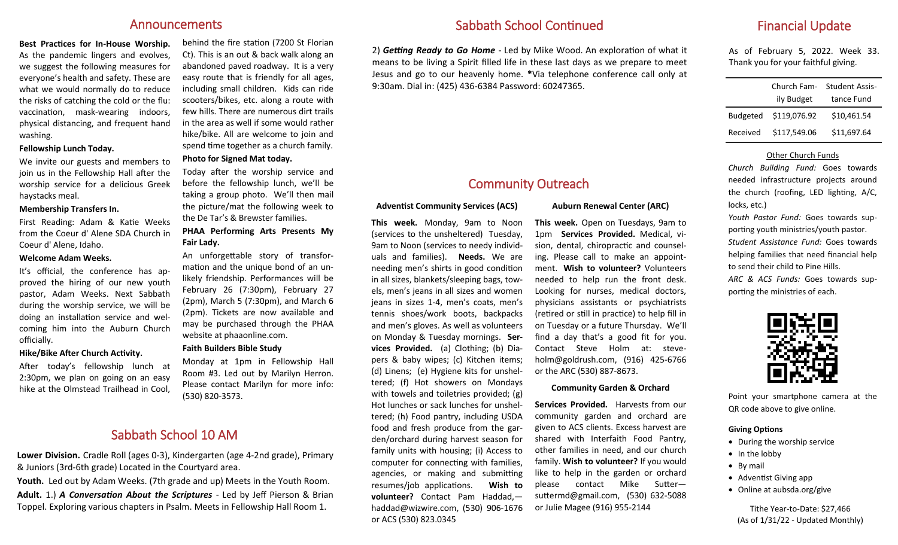## Announcements

**Best Practices for In-House Worship.** As the pandemic lingers and evolves, we suggest the following measures for everyone's health and safety. These are what we would normally do to reduce the risks of catching the cold or the flu: vaccination, mask-wearing indoors, physical distancing, and frequent hand washing.

**Fellowship Lunch Today.**

We invite our guests and members to join us in the Fellowship Hall after the worship service for a delicious Greek haystacks meal.

**Membership Transfers In.**

First Reading: Adam & Katie Weeks from the Coeur d' Alene SDA Church in Coeur d' Alene, Idaho.

**Welcome Adam Weeks.**

It's official, the conference has approved the hiring of our new youth pastor, Adam Weeks. Next Sabbath during the worship service, we will be doing an installation service and welcoming him into the Auburn Church officially.

**Hike/Bike After Church Activity.**

After today's fellowship lunch at 2:30pm, we plan on going on an easy hike at the Olmstead Trailhead in Cool, behind the fire station (7200 St Florian Ct). This is an out & back walk along an abandoned paved roadway. It is a very easy route that is friendly for all ages, including small children. Kids can ride scooters/bikes, etc. along a route with few hills. There are numerous dirt trails in the area as well if some would rather hike/bike. All are welcome to join and spend time together as a church family.

**Photo for Signed Mat today.**

Today after the worship service and before the fellowship lunch, we'll be taking a group photo. We'll then mail the picture/mat the following week to the De Tar's & Brewster families.

**PHAA Performing Arts Presents My Fair Lady.**

An unforgettable story of transformation and the unique bond of an unlikely friendship. Performances will be February 26 (7:30pm), February 27 (2pm), March 5 (7:30pm), and March 6 (2pm). Tickets are now available and may be purchased through the PHAA website at phaaonline.com.

**Faith Builders Bible Study**

Monday at 1pm in Fellowship Hall Room #3. Led out by Marilyn Herron. Please contact Marilyn for more info: (530) 820-3573.

## Sabbath School 10 AM

**Lower Division.** Cradle Roll (ages 0-3), Kindergarten (age 4-2nd grade), Primary & Juniors (3rd-6th grade) Located in the Courtyard area.

**Youth.** Led out by Adam Weeks. (7th grade and up) Meets in the Youth Room.

**Adult.** 1.) ***A Conversation About the Scriptures*** - Led by Jeff Pierson & Brian Toppel. Exploring various chapters in Psalm. Meets in Fellowship Hall Room 1.

## Sabbath School Continued

2) ***Getting Ready to Go Home*** - Led by Mike Wood. An exploration of what it means to be living a Spirit filled life in these last days as we prepare to meet Jesus and go to our heavenly home. *Via telephone conference call only at 9:30am. Dial in: (425) 436-6384 Password: 60247365.

## Community Outreach

### Adventist Community Services (ACS)

**This week.** Monday, 9am to Noon (services to the unsheltered) Tuesday, 9am to Noon (services to needy individuals and families). **Needs.** We are needing men's shirts in good condition in all sizes, blankets/sleeping bags, towels, men's jeans in all sizes and women jeans in sizes 1-4, men's coats, men's tennis shoes/work boots, backpacks and men's gloves. As well as volunteers on Monday & Tuesday mornings. **Services Provided.** (a) Clothing; (b) Diapers & baby wipes; (c) Kitchen items; (d) Linens; (e) Hygiene kits for unsheltered; (f) Hot showers on Mondays with towels and toiletries provided; (g) Hot lunches or sack lunches for unsheltered; (h) Food pantry, including USDA food and fresh produce from the garden/orchard during harvest season for family units with housing; (i) Access to computer for connecting with families, agencies, or making and submitting resumes/job applications. **Wish to volunteer?** Contact Pam Haddad,—haddad@wizwire.com, (530) 906-1676 or ACS (530) 823.0345

### Auburn Renewal Center (ARC)

**This week.** Open on Tuesdays, 9am to 1pm **Services Provided.** Medical, vision, dental, chiropractic and counseling. Please call to make an appointment. **Wish to volunteer?** Volunteers needed to help run the front desk. Looking for nurses, medical doctors, physicians assistants or psychiatrists (retired or still in practice) to help fill in on Tuesday or a future Thursday. We'll find a day that's a good fit for you. Contact Steve Holm at: steveholm@goldrush.com, (916) 425-6766 or the ARC (530) 887-8673.

### Community Garden & Orchard

**Services Provided.** Harvests from our community garden and orchard are given to ACS clients. Excess harvest are shared with Interfaith Food Pantry, other families in need, and our church family. **Wish to volunteer?** If you would like to help in the garden or orchard please contact Mike Sutter—suttermd@gmail.com, (530) 632-5088 or Julie Magee (916) 955-2144

## Financial Update

As of February 5, 2022. Week 33. Thank you for your faithful giving.

| | Church Family Budget | Student Assistance Fund |
|---|---|---|
| Budgeted | $119,076.92 | $10,461.54 |
| Received | $117,549.06 | $11,697.64 |

Other Church Funds

*Church Building Fund:* Goes towards needed infrastructure projects around the church (roofing, LED lighting, A/C, locks, etc.)

*Youth Pastor Fund:* Goes towards supporting youth ministries/youth pastor.

*Student Assistance Fund:* Goes towards helping families that need financial help to send their child to Pine Hills.

*ARC & ACS Funds:* Goes towards supporting the ministries of each.

Point your smartphone camera at the QR code above to give online.

**Giving Options**

- During the worship service
- In the lobby
- By mail
- Adventist Giving app
- Online at aubsda.org/give

Tithe Year-to-Date: $27,466
(As of 1/31/22 - Updated Monthly)